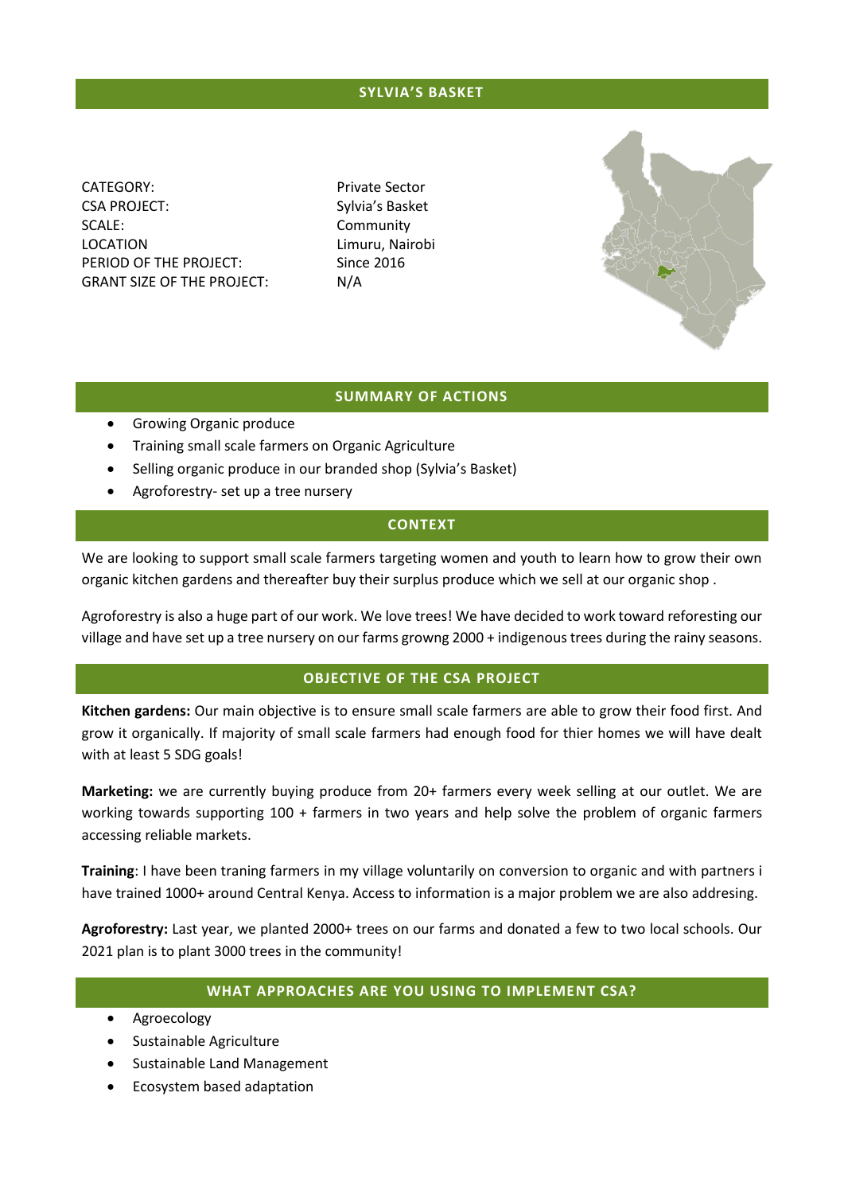# SYLVIA'S BASKET

| | |
|---|---|
| CATEGORY: | Private Sector |
| CSA PROJECT: | Sylvia's Basket |
| SCALE: | Community |
| LOCATION | Limuru, Nairobi |
| PERIOD OF THE PROJECT: | Since 2016 |
| GRANT SIZE OF THE PROJECT: | N/A |

## SUMMARY OF ACTIONS

- Growing Organic produce
- Training small scale farmers on Organic Agriculture
- Selling organic produce in our branded shop (Sylvia's Basket)
- Agroforestry- set up a tree nursery

## CONTEXT

We are looking to support small scale farmers targeting women and youth to learn how to grow their own organic kitchen gardens and thereafter buy their surplus produce which we sell at our organic shop .

Agroforestry is also a huge part of our work. We love trees! We have decided to work toward reforesting our village and have set up a tree nursery on our farms growng 2000 + indigenous trees during the rainy seasons.

## OBJECTIVE OF THE CSA PROJECT

**Kitchen gardens:** Our main objective is to ensure small scale farmers are able to grow their food first. And grow it organically. If majority of small scale farmers had enough food for thier homes we will have dealt with at least 5 SDG goals!

**Marketing:** we are currently buying produce from 20+ farmers every week selling at our outlet. We are working towards supporting 100 + farmers in two years and help solve the problem of organic farmers accessing reliable markets.

**Training**: I have been traning farmers in my village voluntarily on conversion to organic and with partners i have trained 1000+ around Central Kenya. Access to information is a major problem we are also addresing.

**Agroforestry:** Last year, we planted 2000+ trees on our farms and donated a few to two local schools. Our 2021 plan is to plant 3000 trees in the community!

## WHAT APPROACHES ARE YOU USING TO IMPLEMENT CSA?

- Agroecology
- Sustainable Agriculture
- Sustainable Land Management
- Ecosystem based adaptation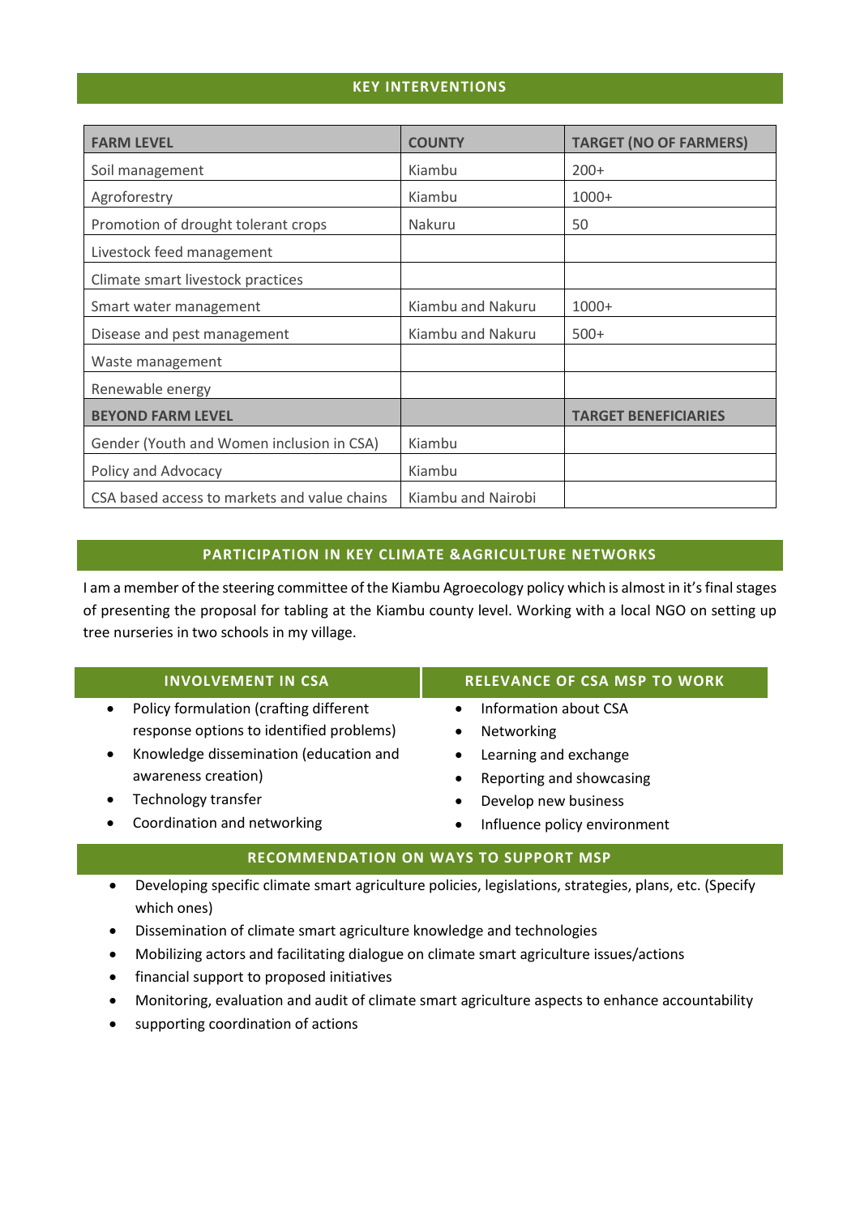## KEY INTERVENTIONS

| FARM LEVEL | COUNTY | TARGET (NO OF FARMERS) |
|---|---|---|
| Soil management | Kiambu | 200+ |
| Agroforestry | Kiambu | 1000+ |
| Promotion of drought tolerant crops | Nakuru | 50 |
| Livestock feed management | | |
| Climate smart livestock practices | | |
| Smart water management | Kiambu and Nakuru | 1000+ |
| Disease and pest management | Kiambu and Nakuru | 500+ |
| Waste management | | |
| Renewable energy | | |
| **BEYOND FARM LEVEL** | | **TARGET BENEFICIARIES** |
| Gender (Youth and Women inclusion in CSA) | Kiambu | |
| Policy and Advocacy | Kiambu | |
| CSA based access to markets and value chains | Kiambu and Nairobi | |

## PARTICIPATION IN KEY CLIMATE &AGRICULTURE NETWORKS

I am a member of the steering committee of the Kiambu Agroecology policy which is almost in it's final stages of presenting the proposal for tabling at the Kiambu county level. Working with a local NGO on setting up tree nurseries in two schools in my village.

## INVOLVEMENT IN CSA

- Policy formulation (crafting different response options to identified problems)
- Knowledge dissemination (education and awareness creation)
- Technology transfer
- Coordination and networking

## RELEVANCE OF CSA MSP TO WORK

- Information about CSA
- Networking
- Learning and exchange
- Reporting and showcasing
- Develop new business
- Influence policy environment

## RECOMMENDATION ON WAYS TO SUPPORT MSP

- Developing specific climate smart agriculture policies, legislations, strategies, plans, etc. (Specify which ones)
- Dissemination of climate smart agriculture knowledge and technologies
- Mobilizing actors and facilitating dialogue on climate smart agriculture issues/actions
- financial support to proposed initiatives
- Monitoring, evaluation and audit of climate smart agriculture aspects to enhance accountability
- supporting coordination of actions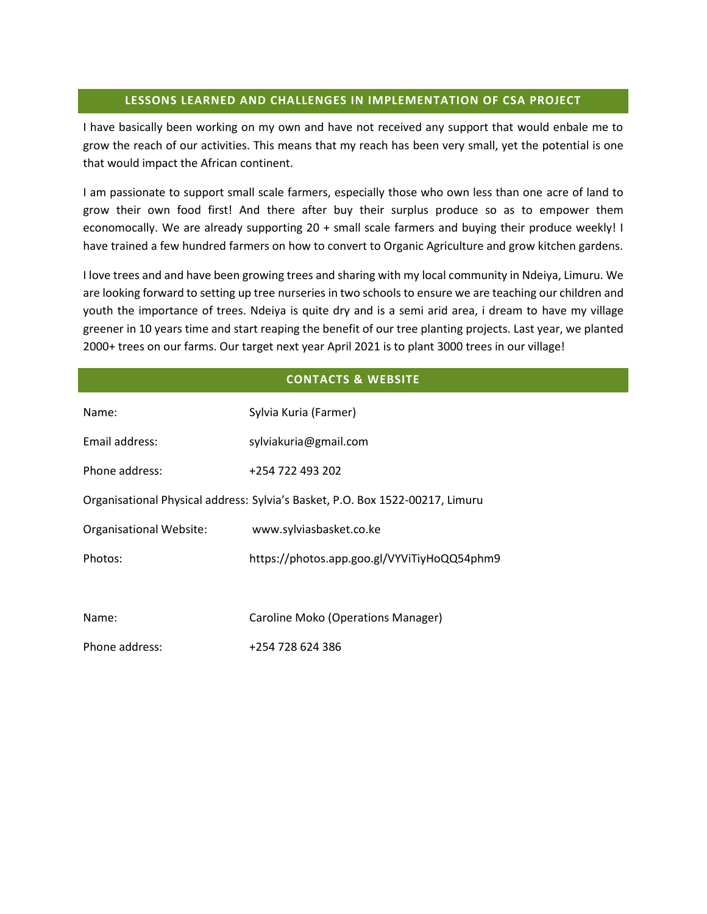## LESSONS LEARNED AND CHALLENGES IN IMPLEMENTATION OF CSA PROJECT

I have basically been working on my own and have not received any support that would enbale me to grow the reach of our activities. This means that my reach has been very small, yet the potential is one that would impact the African continent.

I am passionate to support small scale farmers, especially those who own less than one acre of land to grow their own food first! And there after buy their surplus produce so as to empower them economocally. We are already supporting 20 + small scale farmers and buying their produce weekly! I have trained a few hundred farmers on how to convert to Organic Agriculture and grow kitchen gardens.

I love trees and and have been growing trees and sharing with my local community in Ndeiya, Limuru. We are looking forward to setting up tree nurseries in two schools to ensure we are teaching our children and youth the importance of trees. Ndeiya is quite dry and is a semi arid area, i dream to have my village greener in 10 years time and start reaping the benefit of our tree planting projects. Last year, we planted 2000+ trees on our farms. Our target next year April 2021 is to plant 3000 trees in our village!

## CONTACTS & WEBSITE

Name: Sylvia Kuria (Farmer)

Email address: sylviakuria@gmail.com

Phone address: +254 722 493 202

Organisational Physical address: Sylvia's Basket, P.O. Box 1522-00217, Limuru

Organisational Website: www.sylviasbasket.co.ke

Photos: https://photos.app.goo.gl/VYViTiyHoQQ54phm9

Name: Caroline Moko (Operations Manager)

Phone address: +254 728 624 386